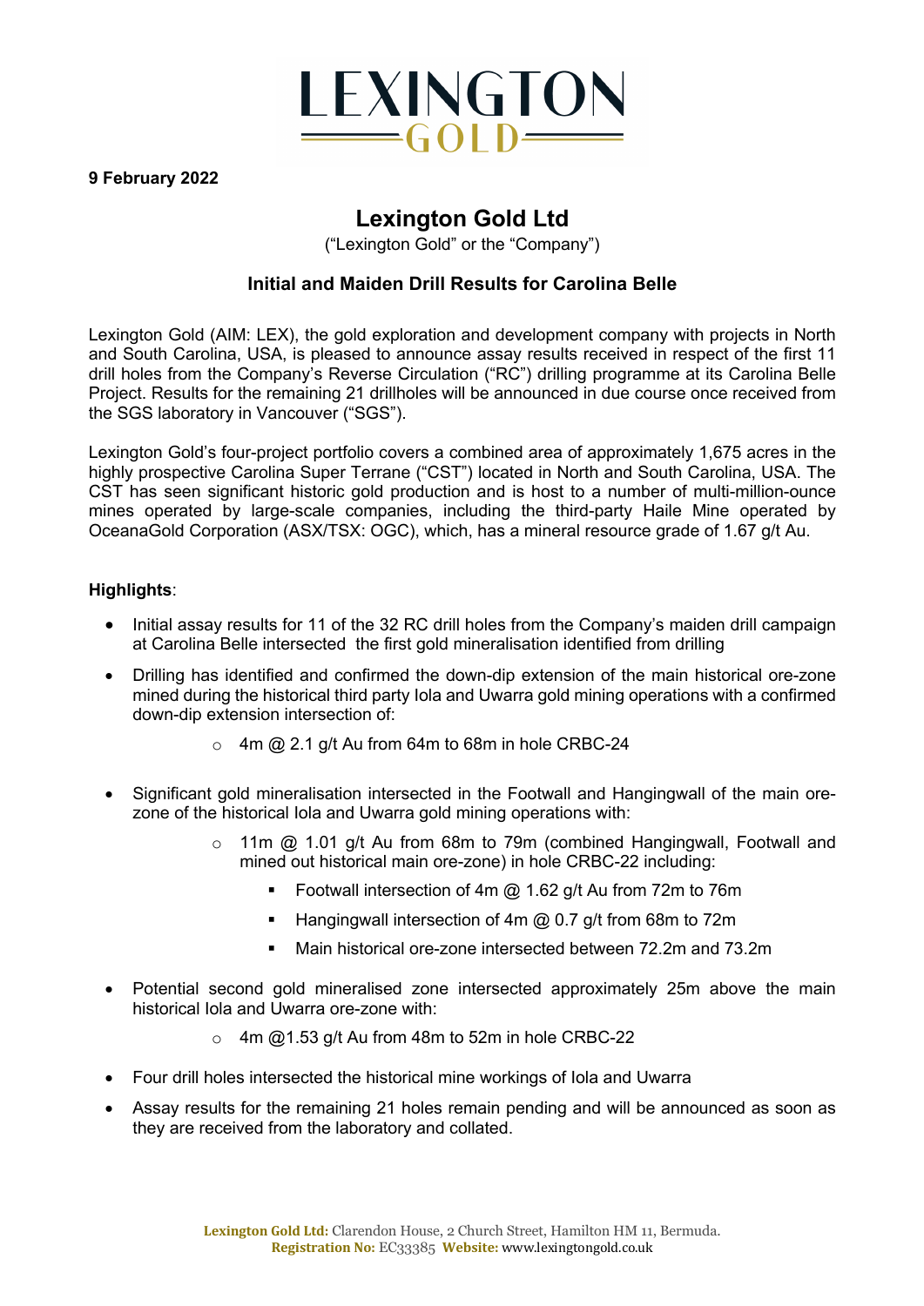9 February 2022

# Lexington Gold Ltd

("Lexington Gold" or the "Company")

## Initial and Maiden Drill Results for Carolina Belle

Lexington Gold (AIM: LEX), the gold exploration and development company with projects in North and South Carolina, USA, is pleased to announce assay results received in respect of the first 11 drill holes from the Company's Reverse Circulation ("RC") drilling programme at its Carolina Belle Project. Results for the remaining 21 drillholes will be announced in due course once received from the SGS laboratory in Vancouver ("SGS").

Lexington Gold's four-project portfolio covers a combined area of approximately 1,675 acres in the highly prospective Carolina Super Terrane ("CST") located in North and South Carolina, USA. The CST has seen significant historic gold production and is host to a number of multi-million-ounce mines operated by large-scale companies, including the third-party Haile Mine operated by OceanaGold Corporation (ASX/TSX: OGC), which, has a mineral resource grade of 1.67 g/t Au.

**Highlights**:

- Initial assay results for 11 of the 32 RC drill holes from the Company's maiden drill campaign at Carolina Belle intersected the first gold mineralisation identified from drilling
- Drilling has identified and confirmed the down-dip extension of the main historical ore-zone mined during the historical third party Iola and Uwarra gold mining operations with a confirmed down-dip extension intersection of:
  - 4m @ 2.1 g/t Au from 64m to 68m in hole CRBC-24
- Significant gold mineralisation intersected in the Footwall and Hangingwall of the main ore-zone of the historical Iola and Uwarra gold mining operations with:
  - 11m @ 1.01 g/t Au from 68m to 79m (combined Hangingwall, Footwall and mined out historical main ore-zone) in hole CRBC-22 including:
    - Footwall intersection of 4m @ 1.62 g/t Au from 72m to 76m
    - Hangingwall intersection of 4m @ 0.7 g/t from 68m to 72m
    - Main historical ore-zone intersected between 72.2m and 73.2m
- Potential second gold mineralised zone intersected approximately 25m above the main historical Iola and Uwarra ore-zone with:
  - 4m @1.53 g/t Au from 48m to 52m in hole CRBC-22
- Four drill holes intersected the historical mine workings of Iola and Uwarra
- Assay results for the remaining 21 holes remain pending and will be announced as soon as they are received from the laboratory and collated.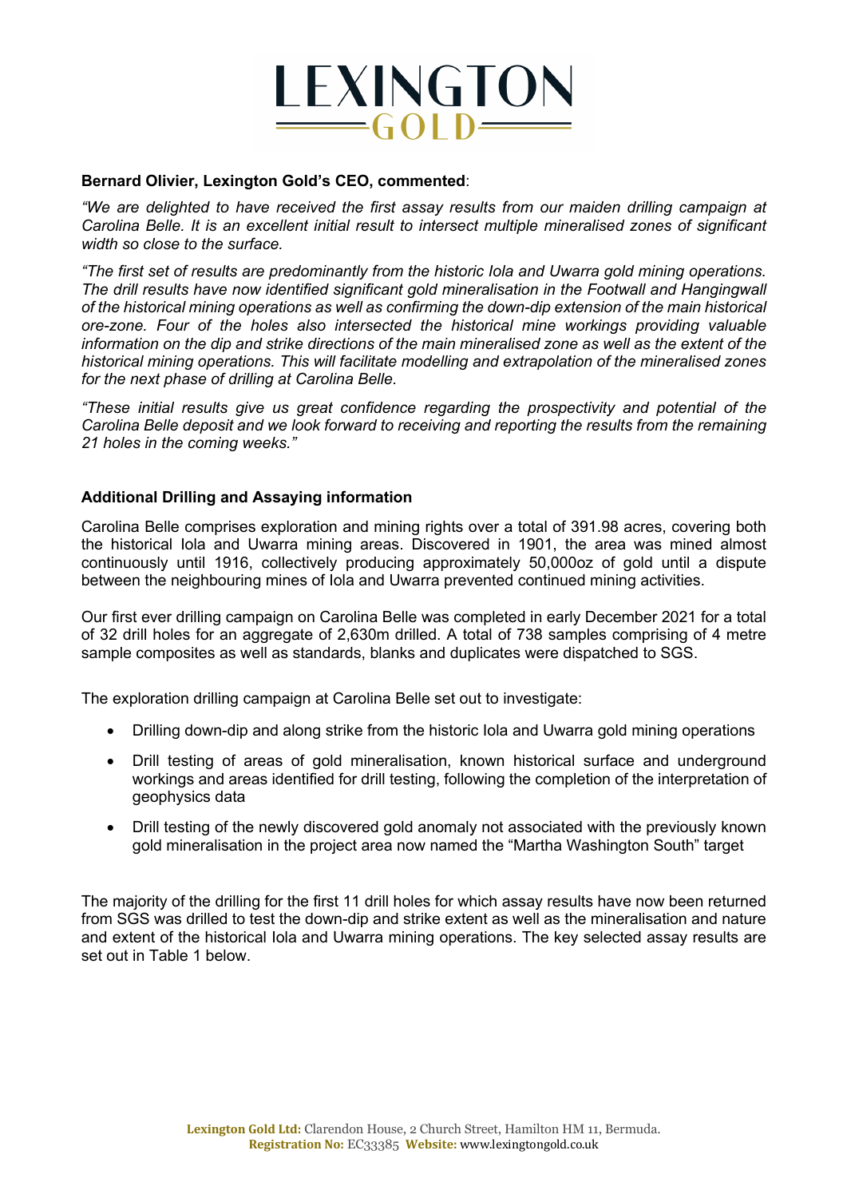**Bernard Olivier, Lexington Gold's CEO, commented**:

*"We are delighted to have received the first assay results from our maiden drilling campaign at Carolina Belle. It is an excellent initial result to intersect multiple mineralised zones of significant width so close to the surface.*

*"The first set of results are predominantly from the historic Iola and Uwarra gold mining operations. The drill results have now identified significant gold mineralisation in the Footwall and Hangingwall of the historical mining operations as well as confirming the down-dip extension of the main historical ore-zone. Four of the holes also intersected the historical mine workings providing valuable information on the dip and strike directions of the main mineralised zone as well as the extent of the historical mining operations. This will facilitate modelling and extrapolation of the mineralised zones for the next phase of drilling at Carolina Belle.*

*"These initial results give us great confidence regarding the prospectivity and potential of the Carolina Belle deposit and we look forward to receiving and reporting the results from the remaining 21 holes in the coming weeks."*

**Additional Drilling and Assaying information**

Carolina Belle comprises exploration and mining rights over a total of 391.98 acres, covering both the historical Iola and Uwarra mining areas. Discovered in 1901, the area was mined almost continuously until 1916, collectively producing approximately 50,000oz of gold until a dispute between the neighbouring mines of Iola and Uwarra prevented continued mining activities.

Our first ever drilling campaign on Carolina Belle was completed in early December 2021 for a total of 32 drill holes for an aggregate of 2,630m drilled. A total of 738 samples comprising of 4 metre sample composites as well as standards, blanks and duplicates were dispatched to SGS.

The exploration drilling campaign at Carolina Belle set out to investigate:

- Drilling down-dip and along strike from the historic Iola and Uwarra gold mining operations
- Drill testing of areas of gold mineralisation, known historical surface and underground workings and areas identified for drill testing, following the completion of the interpretation of geophysics data
- Drill testing of the newly discovered gold anomaly not associated with the previously known gold mineralisation in the project area now named the "Martha Washington South" target

The majority of the drilling for the first 11 drill holes for which assay results have now been returned from SGS was drilled to test the down-dip and strike extent as well as the mineralisation and nature and extent of the historical Iola and Uwarra mining operations. The key selected assay results are set out in Table 1 below.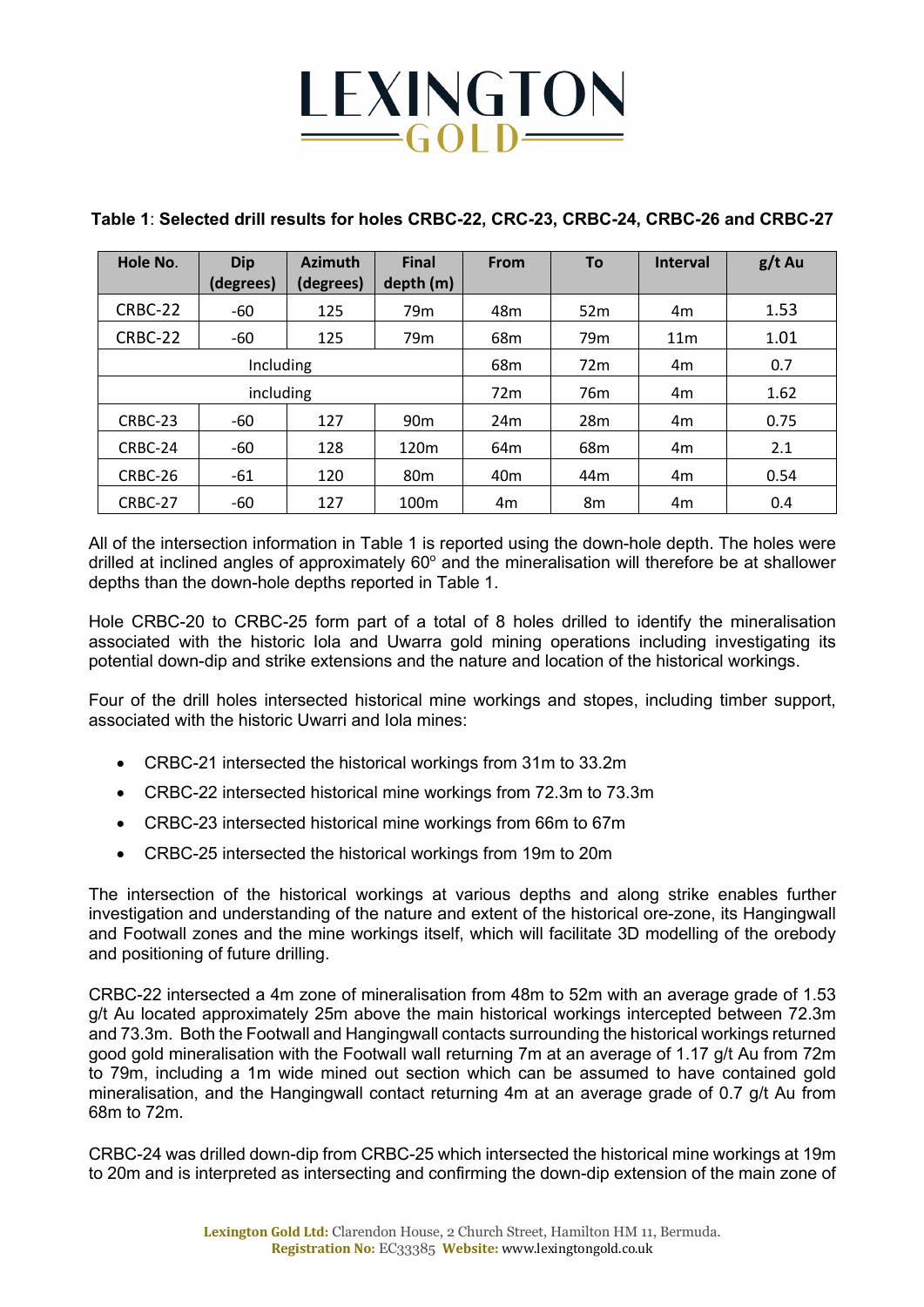**Table 1**: **Selected drill results for holes CRBC-22, CRC-23, CRBC-24, CRBC-26 and CRBC-27**

| Hole No. | Dip (degrees) | Azimuth (degrees) | Final depth (m) | From | To | Interval | g/t Au |
|---|---|---|---|---|---|---|---|
| CRBC-22 | -60 | 125 | 79m | 48m | 52m | 4m | 1.53 |
| CRBC-22 | -60 | 125 | 79m | 68m | 79m | 11m | 1.01 |
| Including | | | | 68m | 72m | 4m | 0.7 |
| including | | | | 72m | 76m | 4m | 1.62 |
| CRBC-23 | -60 | 127 | 90m | 24m | 28m | 4m | 0.75 |
| CRBC-24 | -60 | 128 | 120m | 64m | 68m | 4m | 2.1 |
| CRBC-26 | -61 | 120 | 80m | 40m | 44m | 4m | 0.54 |
| CRBC-27 | -60 | 127 | 100m | 4m | 8m | 4m | 0.4 |

All of the intersection information in Table 1 is reported using the down-hole depth. The holes were drilled at inclined angles of approximately 60° and the mineralisation will therefore be at shallower depths than the down-hole depths reported in Table 1.

Hole CRBC-20 to CRBC-25 form part of a total of 8 holes drilled to identify the mineralisation associated with the historic Iola and Uwarra gold mining operations including investigating its potential down-dip and strike extensions and the nature and location of the historical workings.

Four of the drill holes intersected historical mine workings and stopes, including timber support, associated with the historic Uwarri and Iola mines:

- CRBC-21 intersected the historical workings from 31m to 33.2m
- CRBC-22 intersected historical mine workings from 72.3m to 73.3m
- CRBC-23 intersected historical mine workings from 66m to 67m
- CRBC-25 intersected the historical workings from 19m to 20m

The intersection of the historical workings at various depths and along strike enables further investigation and understanding of the nature and extent of the historical ore-zone, its Hangingwall and Footwall zones and the mine workings itself, which will facilitate 3D modelling of the orebody and positioning of future drilling.

CRBC-22 intersected a 4m zone of mineralisation from 48m to 52m with an average grade of 1.53 g/t Au located approximately 25m above the main historical workings intercepted between 72.3m and 73.3m. Both the Footwall and Hangingwall contacts surrounding the historical workings returned good gold mineralisation with the Footwall wall returning 7m at an average of 1.17 g/t Au from 72m to 79m, including a 1m wide mined out section which can be assumed to have contained gold mineralisation, and the Hangingwall contact returning 4m at an average grade of 0.7 g/t Au from 68m to 72m.

CRBC-24 was drilled down-dip from CRBC-25 which intersected the historical mine workings at 19m to 20m and is interpreted as intersecting and confirming the down-dip extension of the main zone of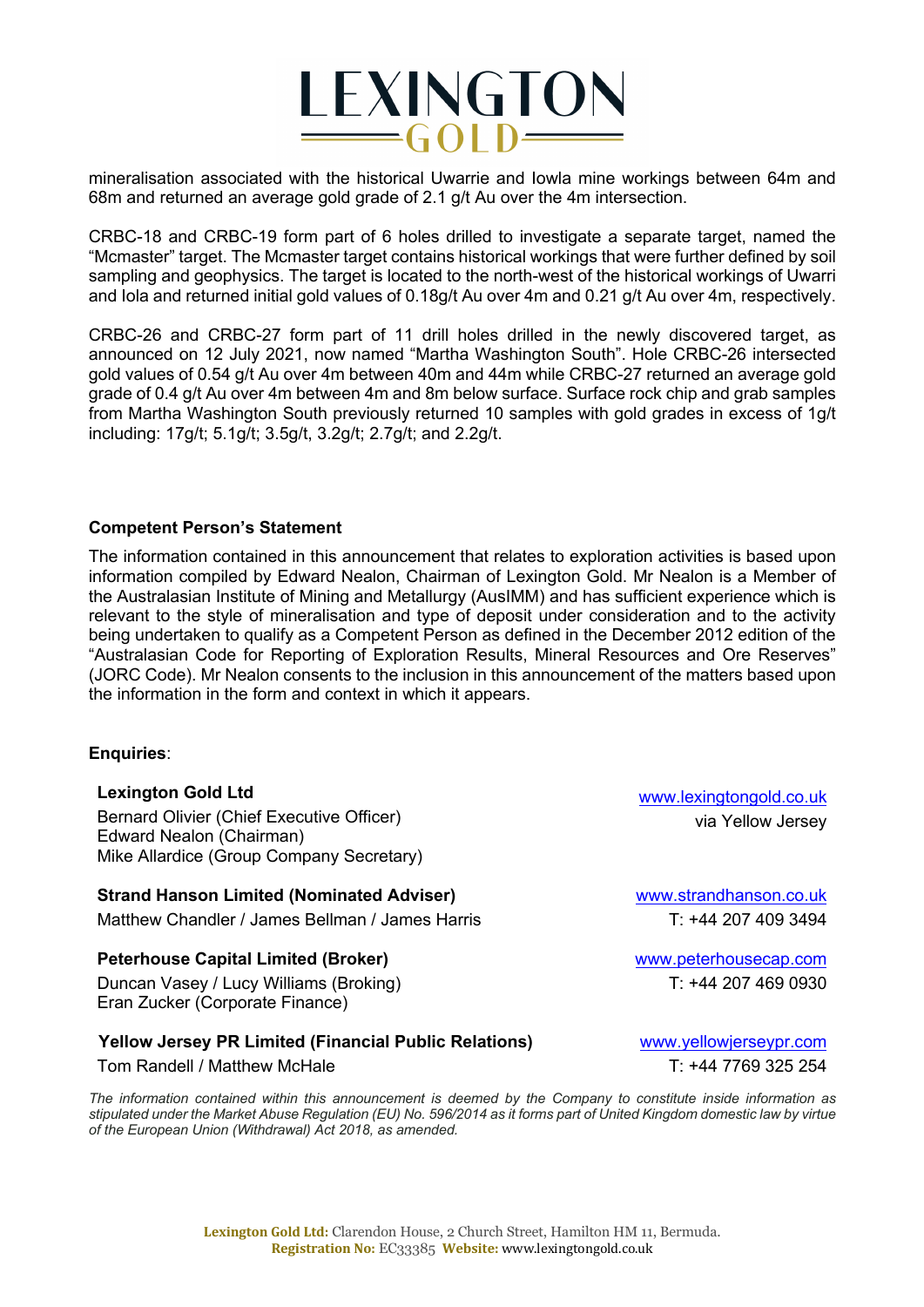mineralisation associated with the historical Uwarrie and Iowla mine workings between 64m and 68m and returned an average gold grade of 2.1 g/t Au over the 4m intersection.

CRBC-18 and CRBC-19 form part of 6 holes drilled to investigate a separate target, named the "Mcmaster" target. The Mcmaster target contains historical workings that were further defined by soil sampling and geophysics. The target is located to the north-west of the historical workings of Uwarri and Iola and returned initial gold values of 0.18g/t Au over 4m and 0.21 g/t Au over 4m, respectively.

CRBC-26 and CRBC-27 form part of 11 drill holes drilled in the newly discovered target, as announced on 12 July 2021, now named "Martha Washington South". Hole CRBC-26 intersected gold values of 0.54 g/t Au over 4m between 40m and 44m while CRBC-27 returned an average gold grade of 0.4 g/t Au over 4m between 4m and 8m below surface. Surface rock chip and grab samples from Martha Washington South previously returned 10 samples with gold grades in excess of 1g/t including: 17g/t; 5.1g/t; 3.5g/t, 3.2g/t; 2.7g/t; and 2.2g/t.

**Competent Person's Statement**

The information contained in this announcement that relates to exploration activities is based upon information compiled by Edward Nealon, Chairman of Lexington Gold. Mr Nealon is a Member of the Australasian Institute of Mining and Metallurgy (AusIMM) and has sufficient experience which is relevant to the style of mineralisation and type of deposit under consideration and to the activity being undertaken to qualify as a Competent Person as defined in the December 2012 edition of the "Australasian Code for Reporting of Exploration Results, Mineral Resources and Ore Reserves" (JORC Code). Mr Nealon consents to the inclusion in this announcement of the matters based upon the information in the form and context in which it appears.

**Enquiries**:

**Lexington Gold Ltd** — www.lexingtongold.co.uk
Bernard Olivier (Chief Executive Officer) — via Yellow Jersey
Edward Nealon (Chairman)
Mike Allardice (Group Company Secretary)

**Strand Hanson Limited (Nominated Adviser)** — www.strandhanson.co.uk
Matthew Chandler / James Bellman / James Harris — T: +44 207 409 3494

**Peterhouse Capital Limited (Broker)** — www.peterhousecap.com
Duncan Vasey / Lucy Williams (Broking) — T: +44 207 469 0930
Eran Zucker (Corporate Finance)

**Yellow Jersey PR Limited (Financial Public Relations)** — www.yellowjerseypr.com
Tom Randell / Matthew McHale — T: +44 7769 325 254

*The information contained within this announcement is deemed by the Company to constitute inside information as stipulated under the Market Abuse Regulation (EU) No. 596/2014 as it forms part of United Kingdom domestic law by virtue of the European Union (Withdrawal) Act 2018, as amended.*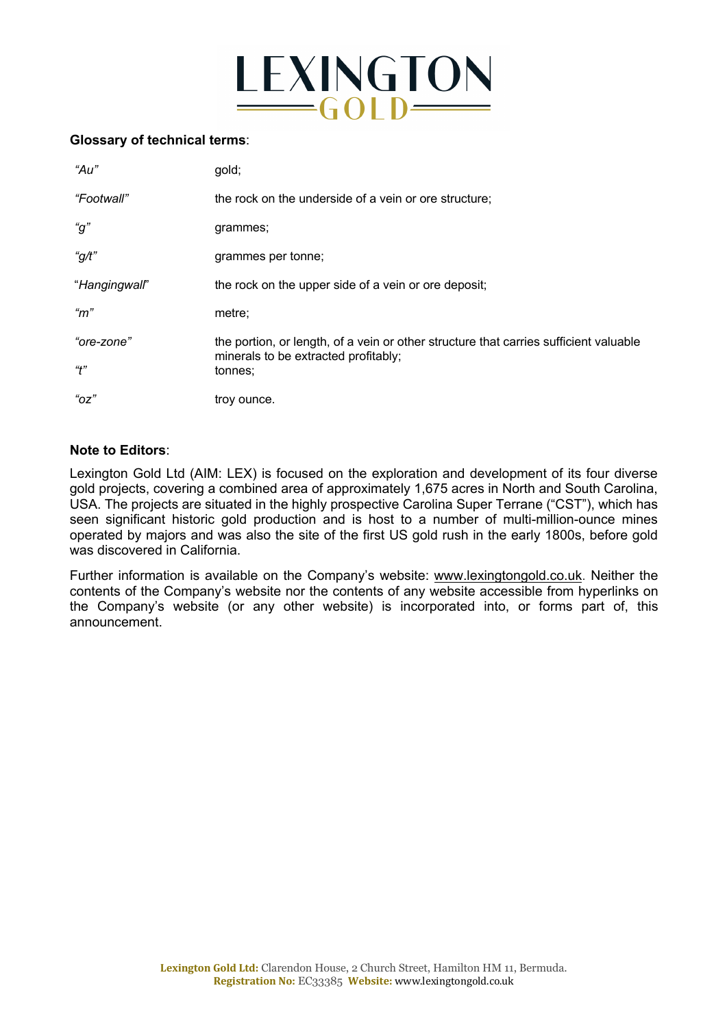**Glossary of technical terms**:

| | |
|---|---|
| *"Au"* | gold; |
| *"Footwall"* | the rock on the underside of a vein or ore structure; |
| *"g"* | grammes; |
| *"g/t"* | grammes per tonne; |
| "*Hangingwall*" | the rock on the upper side of a vein or ore deposit; |
| *"m"* | metre; |
| *"ore-zone"* | the portion, or length, of a vein or other structure that carries sufficient valuable minerals to be extracted profitably; |
| *"t"* | tonnes; |
| *"oz"* | troy ounce. |

**Note to Editors**:

Lexington Gold Ltd (AIM: LEX) is focused on the exploration and development of its four diverse gold projects, covering a combined area of approximately 1,675 acres in North and South Carolina, USA. The projects are situated in the highly prospective Carolina Super Terrane ("CST"), which has seen significant historic gold production and is host to a number of multi-million-ounce mines operated by majors and was also the site of the first US gold rush in the early 1800s, before gold was discovered in California.

Further information is available on the Company's website: www.lexingtongold.co.uk. Neither the contents of the Company's website nor the contents of any website accessible from hyperlinks on the Company's website (or any other website) is incorporated into, or forms part of, this announcement.